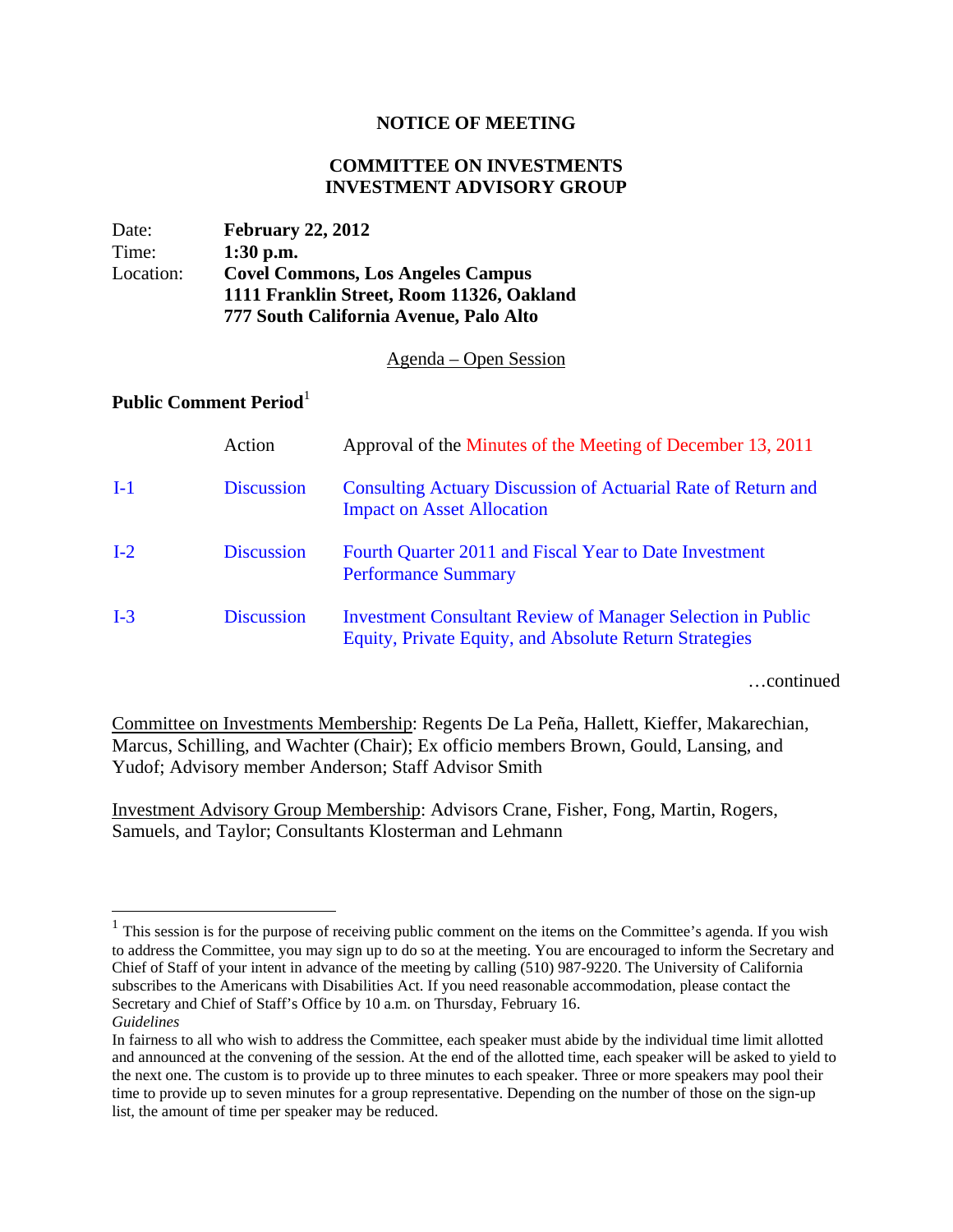# NOTICE OF MEETING

## COMMITTEE ON INVESTMENTS
## INVESTMENT ADVISORY GROUP

| | |
|---|---|
| Date: | **February 22, 2012** |
| Time: | **1:30 p.m.** |
| Location: | **Covel Commons, Los Angeles Campus**<br>**1111 Franklin Street, Room 11326, Oakland**<br>**777 South California Avenue, Palo Alto** |

Agenda – Open Session

**Public Comment Period**[1]

| | | |
|---|---|---|
| | Action | Approval of the Minutes of the Meeting of December 13, 2011 |
| I-1 | Discussion | Consulting Actuary Discussion of Actuarial Rate of Return and Impact on Asset Allocation |
| I-2 | Discussion | Fourth Quarter 2011 and Fiscal Year to Date Investment Performance Summary |
| I-3 | Discussion | Investment Consultant Review of Manager Selection in Public Equity, Private Equity, and Absolute Return Strategies |

…continued

Committee on Investments Membership: Regents De La Peña, Hallett, Kieffer, Makarechian, Marcus, Schilling, and Wachter (Chair); Ex officio members Brown, Gould, Lansing, and Yudof; Advisory member Anderson; Staff Advisor Smith

Investment Advisory Group Membership: Advisors Crane, Fisher, Fong, Martin, Rogers, Samuels, and Taylor; Consultants Klosterman and Lehmann

---

[1] This session is for the purpose of receiving public comment on the items on the Committee's agenda. If you wish to address the Committee, you may sign up to do so at the meeting. You are encouraged to inform the Secretary and Chief of Staff of your intent in advance of the meeting by calling (510) 987-9220. The University of California subscribes to the Americans with Disabilities Act. If you need reasonable accommodation, please contact the Secretary and Chief of Staff's Office by 10 a.m. on Thursday, February 16.

*Guidelines*

In fairness to all who wish to address the Committee, each speaker must abide by the individual time limit allotted and announced at the convening of the session. At the end of the allotted time, each speaker will be asked to yield to the next one. The custom is to provide up to three minutes to each speaker. Three or more speakers may pool their time to provide up to seven minutes for a group representative. Depending on the number of those on the sign-up list, the amount of time per speaker may be reduced.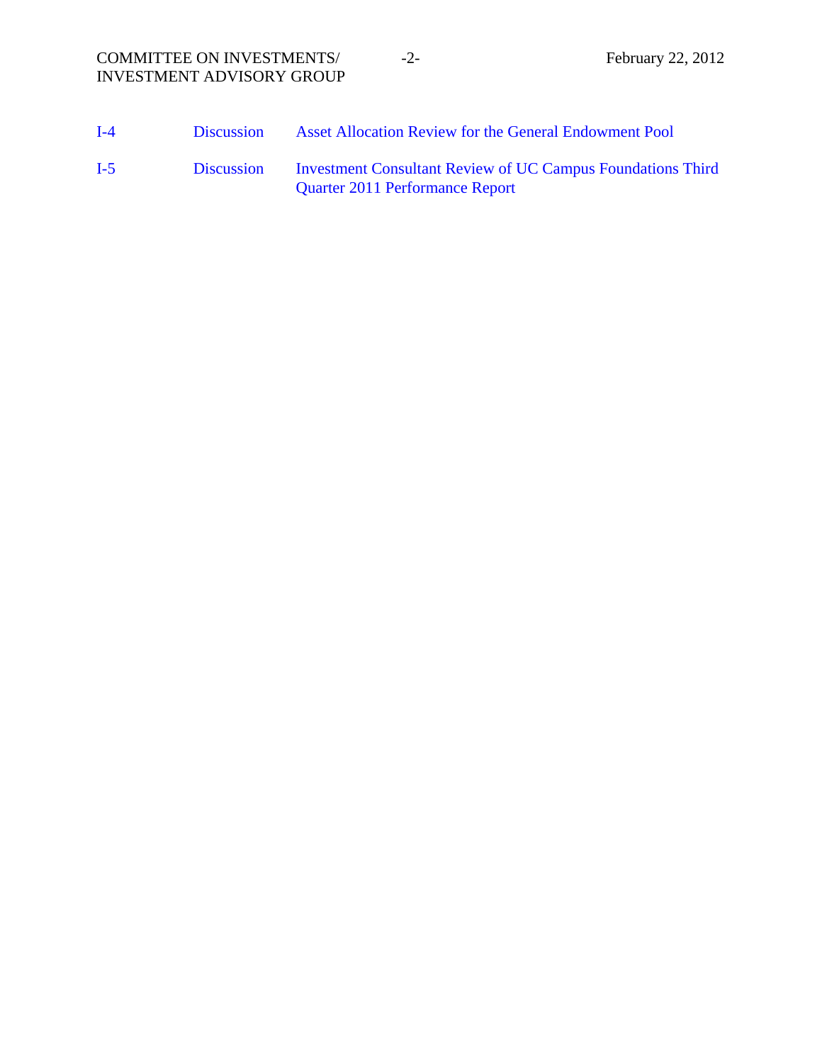| | | |
|---|---|---|
| I-4 | Discussion | Asset Allocation Review for the General Endowment Pool |
| I-5 | Discussion | Investment Consultant Review of UC Campus Foundations Third Quarter 2011 Performance Report |